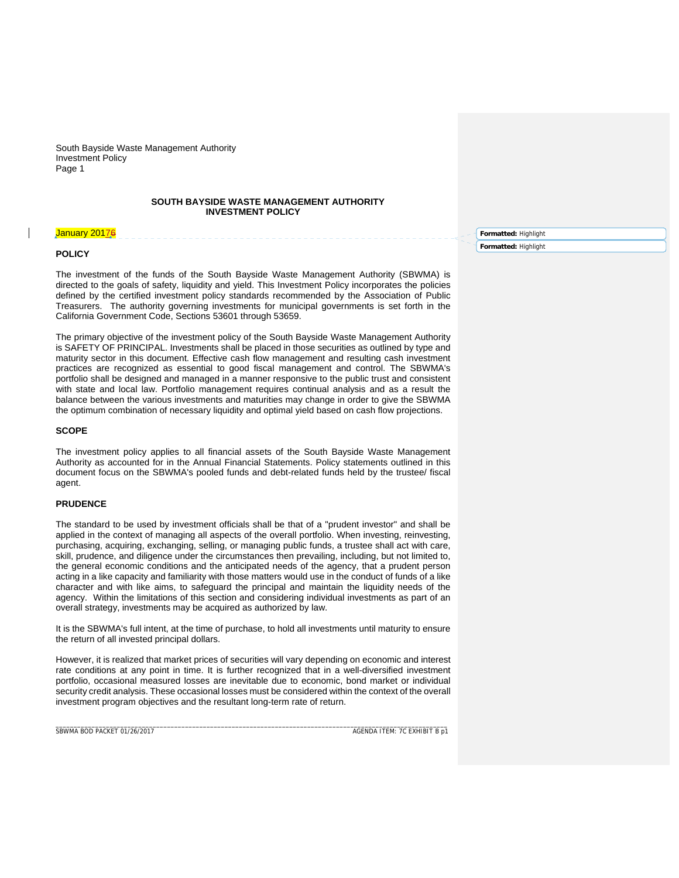# SOUTH BAYSIDE WASTE MANAGEMENT AUTHORITY INVESTMENT POLICY

January 2017

## POLICY

The investment of the funds of the South Bayside Waste Management Authority (SBWMA) is directed to the goals of safety, liquidity and yield. This Investment Policy incorporates the policies defined by the certified investment policy standards recommended by the Association of Public Treasurers. The authority governing investments for municipal governments is set forth in the California Government Code, Sections 53601 through 53659.

The primary objective of the investment policy of the South Bayside Waste Management Authority is SAFETY OF PRINCIPAL. Investments shall be placed in those securities as outlined by type and maturity sector in this document. Effective cash flow management and resulting cash investment practices are recognized as essential to good fiscal management and control. The SBWMA's portfolio shall be designed and managed in a manner responsive to the public trust and consistent with state and local law. Portfolio management requires continual analysis and as a result the balance between the various investments and maturities may change in order to give the SBWMA the optimum combination of necessary liquidity and optimal yield based on cash flow projections.

## SCOPE

The investment policy applies to all financial assets of the South Bayside Waste Management Authority as accounted for in the Annual Financial Statements. Policy statements outlined in this document focus on the SBWMA's pooled funds and debt-related funds held by the trustee/ fiscal agent.

## PRUDENCE

The standard to be used by investment officials shall be that of a "prudent investor" and shall be applied in the context of managing all aspects of the overall portfolio. When investing, reinvesting, purchasing, acquiring, exchanging, selling, or managing public funds, a trustee shall act with care, skill, prudence, and diligence under the circumstances then prevailing, including, but not limited to, the general economic conditions and the anticipated needs of the agency, that a prudent person acting in a like capacity and familiarity with those matters would use in the conduct of funds of a like character and with like aims, to safeguard the principal and maintain the liquidity needs of the agency. Within the limitations of this section and considering individual investments as part of an overall strategy, investments may be acquired as authorized by law.

It is the SBWMA's full intent, at the time of purchase, to hold all investments until maturity to ensure the return of all invested principal dollars.

However, it is realized that market prices of securities will vary depending on economic and interest rate conditions at any point in time. It is further recognized that in a well-diversified investment portfolio, occasional measured losses are inevitable due to economic, bond market or individual security credit analysis. These occasional losses must be considered within the context of the overall investment program objectives and the resultant long-term rate of return.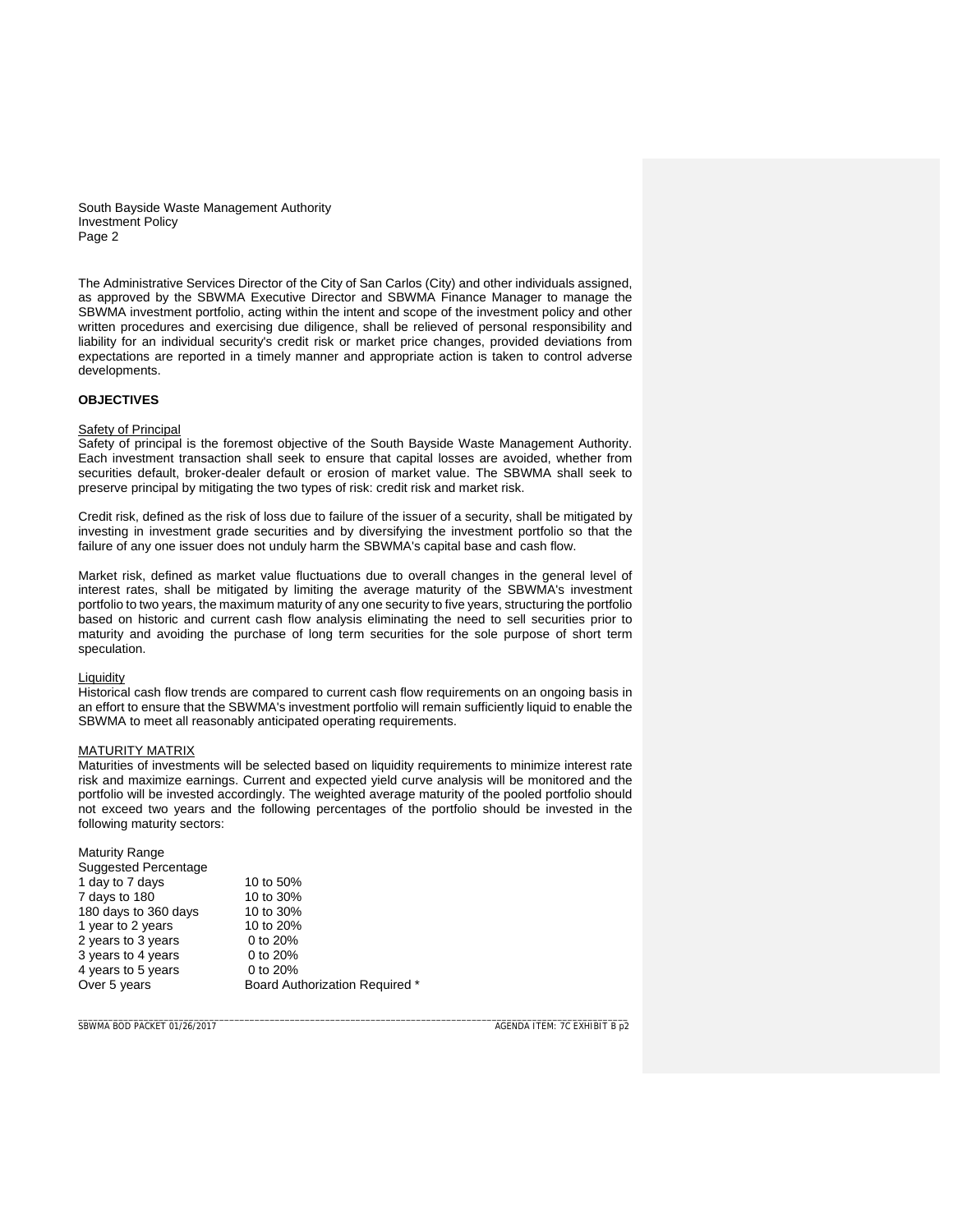The Administrative Services Director of the City of San Carlos (City) and other individuals assigned, as approved by the SBWMA Executive Director and SBWMA Finance Manager to manage the SBWMA investment portfolio, acting within the intent and scope of the investment policy and other written procedures and exercising due diligence, shall be relieved of personal responsibility and liability for an individual security's credit risk or market price changes, provided deviations from expectations are reported in a timely manner and appropriate action is taken to control adverse developments.

## OBJECTIVES

### Safety of Principal

Safety of principal is the foremost objective of the South Bayside Waste Management Authority. Each investment transaction shall seek to ensure that capital losses are avoided, whether from securities default, broker-dealer default or erosion of market value. The SBWMA shall seek to preserve principal by mitigating the two types of risk: credit risk and market risk.

Credit risk, defined as the risk of loss due to failure of the issuer of a security, shall be mitigated by investing in investment grade securities and by diversifying the investment portfolio so that the failure of any one issuer does not unduly harm the SBWMA's capital base and cash flow.

Market risk, defined as market value fluctuations due to overall changes in the general level of interest rates, shall be mitigated by limiting the average maturity of the SBWMA's investment portfolio to two years, the maximum maturity of any one security to five years, structuring the portfolio based on historic and current cash flow analysis eliminating the need to sell securities prior to maturity and avoiding the purchase of long term securities for the sole purpose of short term speculation.

### Liquidity

Historical cash flow trends are compared to current cash flow requirements on an ongoing basis in an effort to ensure that the SBWMA's investment portfolio will remain sufficiently liquid to enable the SBWMA to meet all reasonably anticipated operating requirements.

### MATURITY MATRIX

Maturities of investments will be selected based on liquidity requirements to minimize interest rate risk and maximize earnings. Current and expected yield curve analysis will be monitored and the portfolio will be invested accordingly. The weighted average maturity of the pooled portfolio should not exceed two years and the following percentages of the portfolio should be invested in the following maturity sectors:

| Maturity Range | Suggested Percentage |
|---|---|
| 1 day to 7 days | 10 to 50% |
| 7 days to 180 | 10 to 30% |
| 180 days to 360 days | 10 to 30% |
| 1 year to 2 years | 10 to 20% |
| 2 years to 3 years | 0 to 20% |
| 3 years to 4 years | 0 to 20% |
| 4 years to 5 years | 0 to 20% |
| Over 5 years | Board Authorization Required * |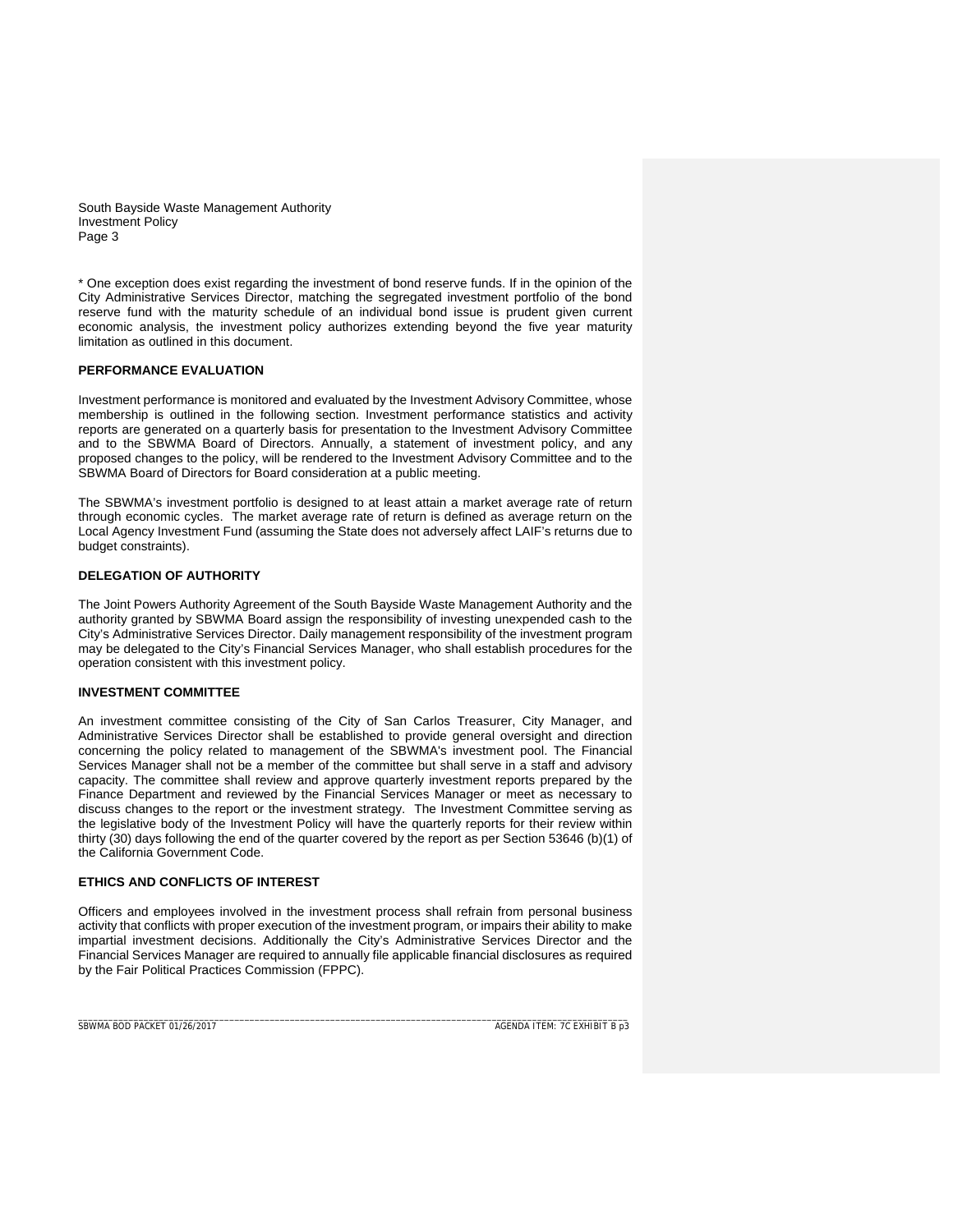* One exception does exist regarding the investment of bond reserve funds. If in the opinion of the City Administrative Services Director, matching the segregated investment portfolio of the bond reserve fund with the maturity schedule of an individual bond issue is prudent given current economic analysis, the investment policy authorizes extending beyond the five year maturity limitation as outlined in this document.

**PERFORMANCE EVALUATION**

Investment performance is monitored and evaluated by the Investment Advisory Committee, whose membership is outlined in the following section. Investment performance statistics and activity reports are generated on a quarterly basis for presentation to the Investment Advisory Committee and to the SBWMA Board of Directors. Annually, a statement of investment policy, and any proposed changes to the policy, will be rendered to the Investment Advisory Committee and to the SBWMA Board of Directors for Board consideration at a public meeting.

The SBWMA's investment portfolio is designed to at least attain a market average rate of return through economic cycles. The market average rate of return is defined as average return on the Local Agency Investment Fund (assuming the State does not adversely affect LAIF's returns due to budget constraints).

**DELEGATION OF AUTHORITY**

The Joint Powers Authority Agreement of the South Bayside Waste Management Authority and the authority granted by SBWMA Board assign the responsibility of investing unexpended cash to the City's Administrative Services Director. Daily management responsibility of the investment program may be delegated to the City's Financial Services Manager, who shall establish procedures for the operation consistent with this investment policy.

**INVESTMENT COMMITTEE**

An investment committee consisting of the City of San Carlos Treasurer, City Manager, and Administrative Services Director shall be established to provide general oversight and direction concerning the policy related to management of the SBWMA's investment pool. The Financial Services Manager shall not be a member of the committee but shall serve in a staff and advisory capacity. The committee shall review and approve quarterly investment reports prepared by the Finance Department and reviewed by the Financial Services Manager or meet as necessary to discuss changes to the report or the investment strategy. The Investment Committee serving as the legislative body of the Investment Policy will have the quarterly reports for their review within thirty (30) days following the end of the quarter covered by the report as per Section 53646 (b)(1) of the California Government Code.

**ETHICS AND CONFLICTS OF INTEREST**

Officers and employees involved in the investment process shall refrain from personal business activity that conflicts with proper execution of the investment program, or impairs their ability to make impartial investment decisions. Additionally the City's Administrative Services Director and the Financial Services Manager are required to annually file applicable financial disclosures as required by the Fair Political Practices Commission (FPPC).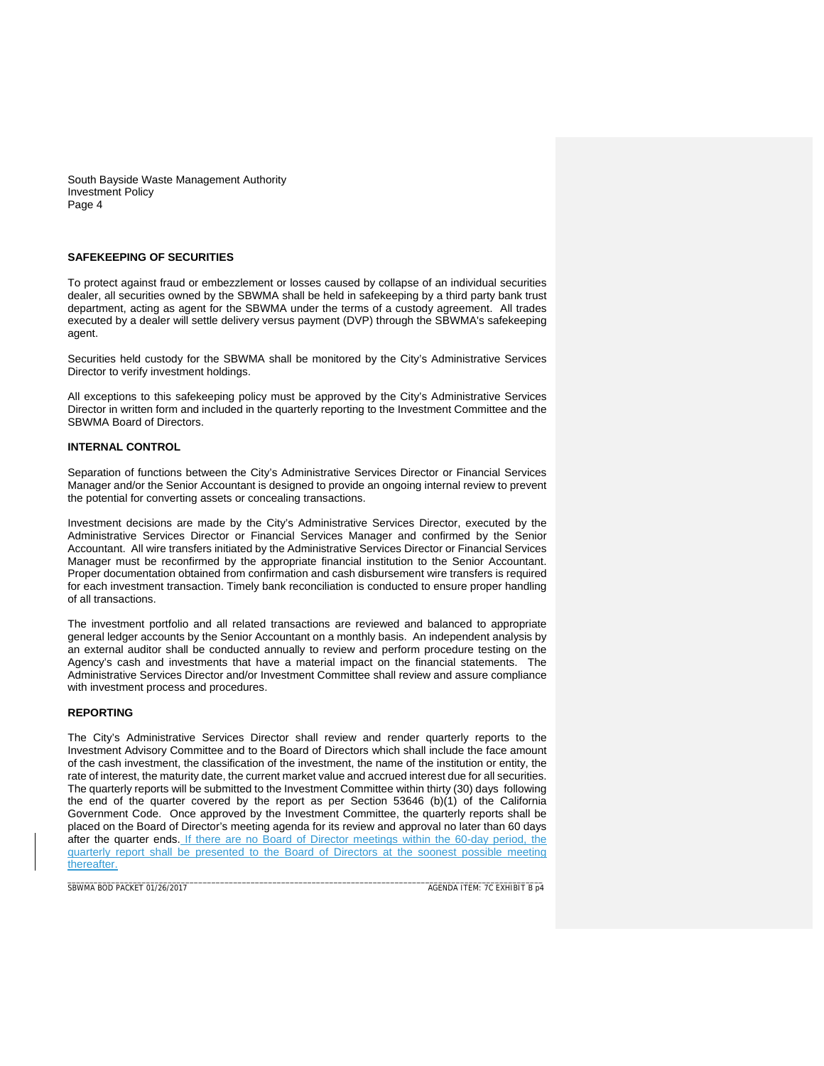## SAFEKEEPING OF SECURITIES

To protect against fraud or embezzlement or losses caused by collapse of an individual securities dealer, all securities owned by the SBWMA shall be held in safekeeping by a third party bank trust department, acting as agent for the SBWMA under the terms of a custody agreement. All trades executed by a dealer will settle delivery versus payment (DVP) through the SBWMA's safekeeping agent.

Securities held custody for the SBWMA shall be monitored by the City's Administrative Services Director to verify investment holdings.

All exceptions to this safekeeping policy must be approved by the City's Administrative Services Director in written form and included in the quarterly reporting to the Investment Committee and the SBWMA Board of Directors.

## INTERNAL CONTROL

Separation of functions between the City's Administrative Services Director or Financial Services Manager and/or the Senior Accountant is designed to provide an ongoing internal review to prevent the potential for converting assets or concealing transactions.

Investment decisions are made by the City's Administrative Services Director, executed by the Administrative Services Director or Financial Services Manager and confirmed by the Senior Accountant. All wire transfers initiated by the Administrative Services Director or Financial Services Manager must be reconfirmed by the appropriate financial institution to the Senior Accountant. Proper documentation obtained from confirmation and cash disbursement wire transfers is required for each investment transaction. Timely bank reconciliation is conducted to ensure proper handling of all transactions.

The investment portfolio and all related transactions are reviewed and balanced to appropriate general ledger accounts by the Senior Accountant on a monthly basis. An independent analysis by an external auditor shall be conducted annually to review and perform procedure testing on the Agency's cash and investments that have a material impact on the financial statements. The Administrative Services Director and/or Investment Committee shall review and assure compliance with investment process and procedures.

## REPORTING

The City's Administrative Services Director shall review and render quarterly reports to the Investment Advisory Committee and to the Board of Directors which shall include the face amount of the cash investment, the classification of the investment, the name of the institution or entity, the rate of interest, the maturity date, the current market value and accrued interest due for all securities. The quarterly reports will be submitted to the Investment Committee within thirty (30) days following the end of the quarter covered by the report as per Section 53646 (b)(1) of the California Government Code. Once approved by the Investment Committee, the quarterly reports shall be placed on the Board of Director's meeting agenda for its review and approval no later than 60 days after the quarter ends. If there are no Board of Director meetings within the 60-day period, the quarterly report shall be presented to the Board of Directors at the soonest possible meeting thereafter.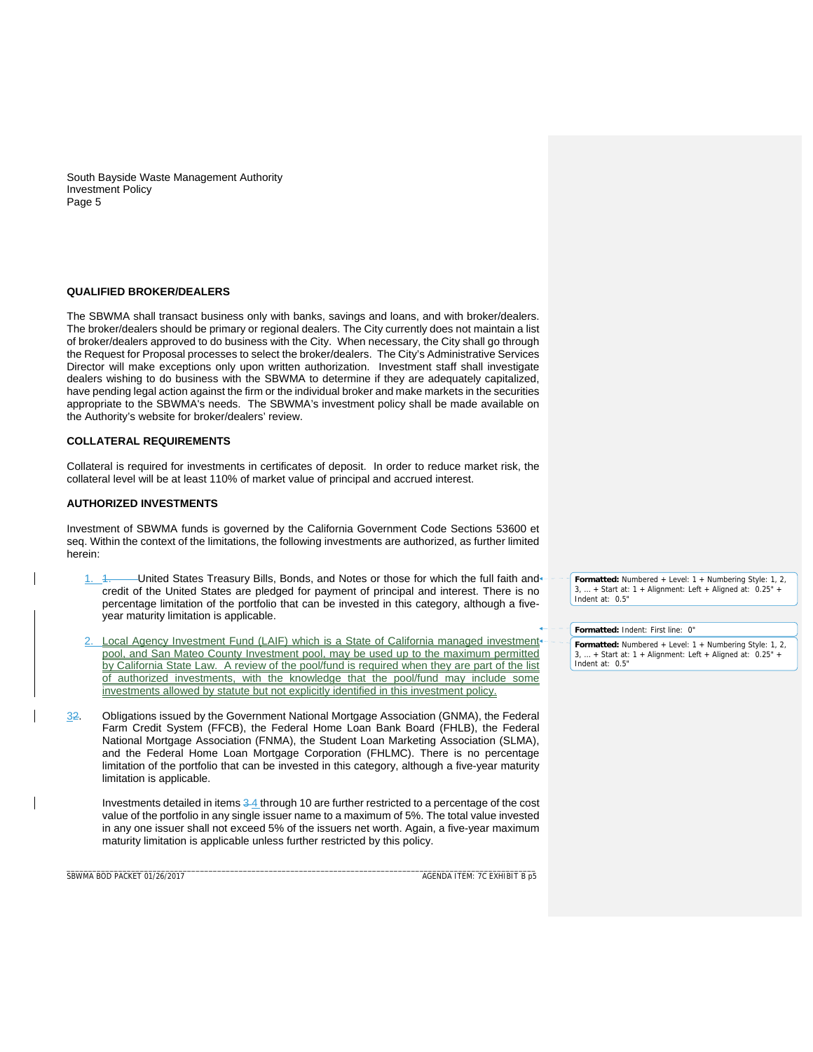### QUALIFIED BROKER/DEALERS

The SBWMA shall transact business only with banks, savings and loans, and with broker/dealers. The broker/dealers should be primary or regional dealers. The City currently does not maintain a list of broker/dealers approved to do business with the City. When necessary, the City shall go through the Request for Proposal processes to select the broker/dealers. The City's Administrative Services Director will make exceptions only upon written authorization. Investment staff shall investigate dealers wishing to do business with the SBWMA to determine if they are adequately capitalized, have pending legal action against the firm or the individual broker and make markets in the securities appropriate to the SBWMA's needs. The SBWMA's investment policy shall be made available on the Authority's website for broker/dealers' review.

### COLLATERAL REQUIREMENTS

Collateral is required for investments in certificates of deposit. In order to reduce market risk, the collateral level will be at least 110% of market value of principal and accrued interest.

### AUTHORIZED INVESTMENTS

Investment of SBWMA funds is governed by the California Government Code Sections 53600 et seq. Within the context of the limitations, the following investments are authorized, as further limited herein:

1. United States Treasury Bills, Bonds, and Notes or those for which the full faith and credit of the United States are pledged for payment of principal and interest. There is no percentage limitation of the portfolio that can be invested in this category, although a five-year maturity limitation is applicable.

2. Local Agency Investment Fund (LAIF) which is a State of California managed investment pool, and San Mateo County Investment pool, may be used up to the maximum permitted by California State Law. A review of the pool/fund is required when they are part of the list of authorized investments, with the knowledge that the pool/fund may include some investments allowed by statute but not explicitly identified in this investment policy.

3. Obligations issued by the Government National Mortgage Association (GNMA), the Federal Farm Credit System (FFCB), the Federal Home Loan Bank Board (FHLB), the Federal National Mortgage Association (FNMA), the Student Loan Marketing Association (SLMA), and the Federal Home Loan Mortgage Corporation (FHLMC). There is no percentage limitation of the portfolio that can be invested in this category, although a five-year maturity limitation is applicable.

   Investments detailed in items 4 through 10 are further restricted to a percentage of the cost value of the portfolio in any single issuer name to a maximum of 5%. The total value invested in any one issuer shall not exceed 5% of the issuers net worth. Again, a five-year maximum maturity limitation is applicable unless further restricted by this policy.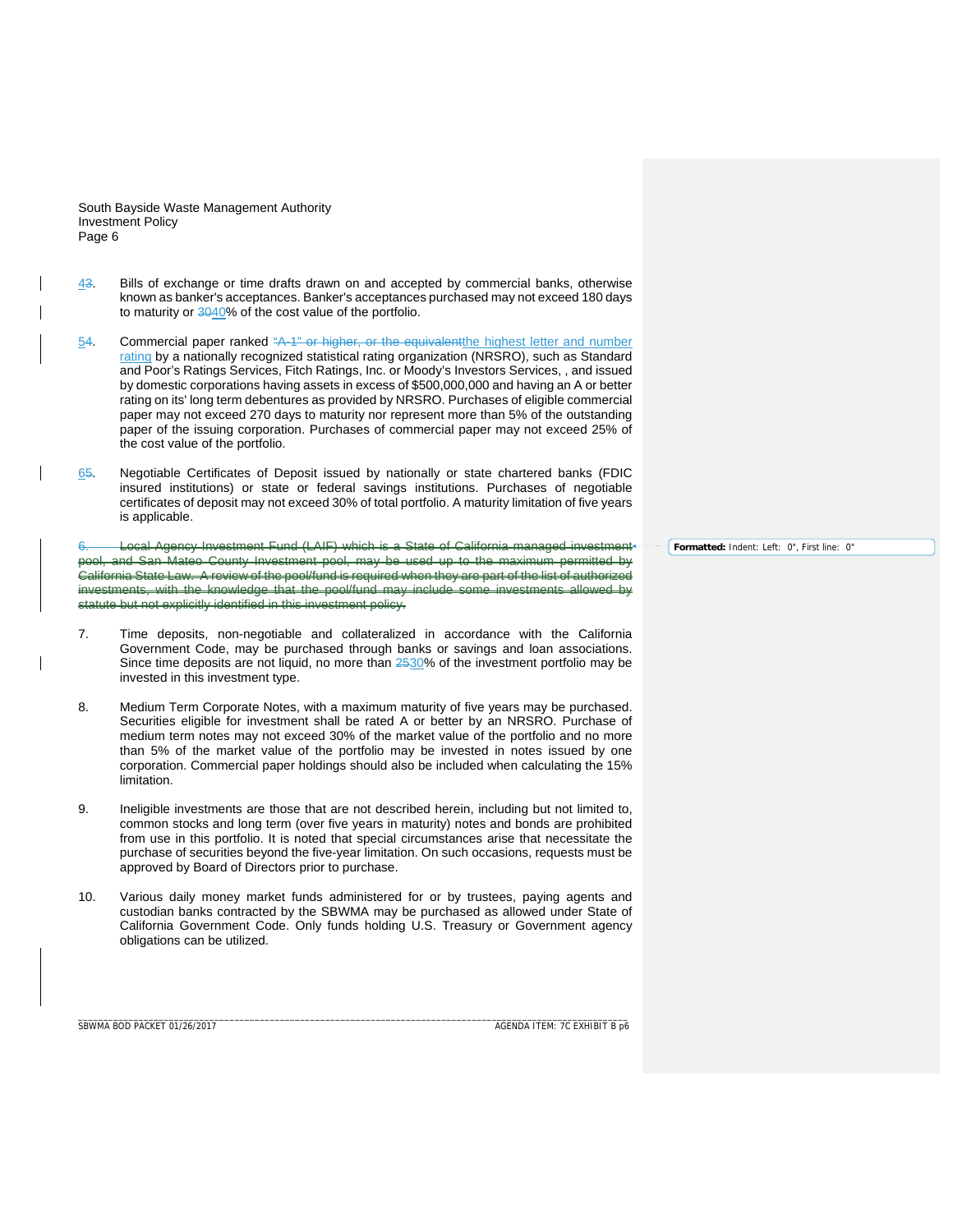43. Bills of exchange or time drafts drawn on and accepted by commercial banks, otherwise known as banker's acceptances. Banker's acceptances purchased may not exceed 180 days to maturity or ~~30~~40% of the cost value of the portfolio.

54. Commercial paper ranked ~~"A-1" or higher, or the equivalent~~the highest letter and number rating by a nationally recognized statistical rating organization (NRSRO), such as Standard and Poor's Ratings Services, Fitch Ratings, Inc. or Moody's Investors Services, , and issued by domestic corporations having assets in excess of $500,000,000 and having an A or better rating on its' long term debentures as provided by NRSRO. Purchases of eligible commercial paper may not exceed 270 days to maturity nor represent more than 5% of the outstanding paper of the issuing corporation. Purchases of commercial paper may not exceed 25% of the cost value of the portfolio.

65. Negotiable Certificates of Deposit issued by nationally or state chartered banks (FDIC insured institutions) or state or federal savings institutions. Purchases of negotiable certificates of deposit may not exceed 30% of total portfolio. A maturity limitation of five years is applicable.

~~6. Local Agency Investment Fund (LAIF) which is a State of California managed investment pool, and San Mateo County Investment pool, may be used up to the maximum permitted by California State Law. A review of the pool/fund is required when they are part of the list of authorized investments, with the knowledge that the pool/fund may include some investments allowed by statute but not explicitly identified in this investment policy.~~

7. Time deposits, non-negotiable and collateralized in accordance with the California Government Code, may be purchased through banks or savings and loan associations. Since time deposits are not liquid, no more than ~~25~~30% of the investment portfolio may be invested in this investment type.

8. Medium Term Corporate Notes, with a maximum maturity of five years may be purchased. Securities eligible for investment shall be rated A or better by an NRSRO. Purchase of medium term notes may not exceed 30% of the market value of the portfolio and no more than 5% of the market value of the portfolio may be invested in notes issued by one corporation. Commercial paper holdings should also be included when calculating the 15% limitation.

9. Ineligible investments are those that are not described herein, including but not limited to, common stocks and long term (over five years in maturity) notes and bonds are prohibited from use in this portfolio. It is noted that special circumstances arise that necessitate the purchase of securities beyond the five-year limitation. On such occasions, requests must be approved by Board of Directors prior to purchase.

10. Various daily money market funds administered for or by trustees, paying agents and custodian banks contracted by the SBWMA may be purchased as allowed under State of California Government Code. Only funds holding U.S. Treasury or Government agency obligations can be utilized.

**Formatted:** Indent: Left: 0", First line: 0"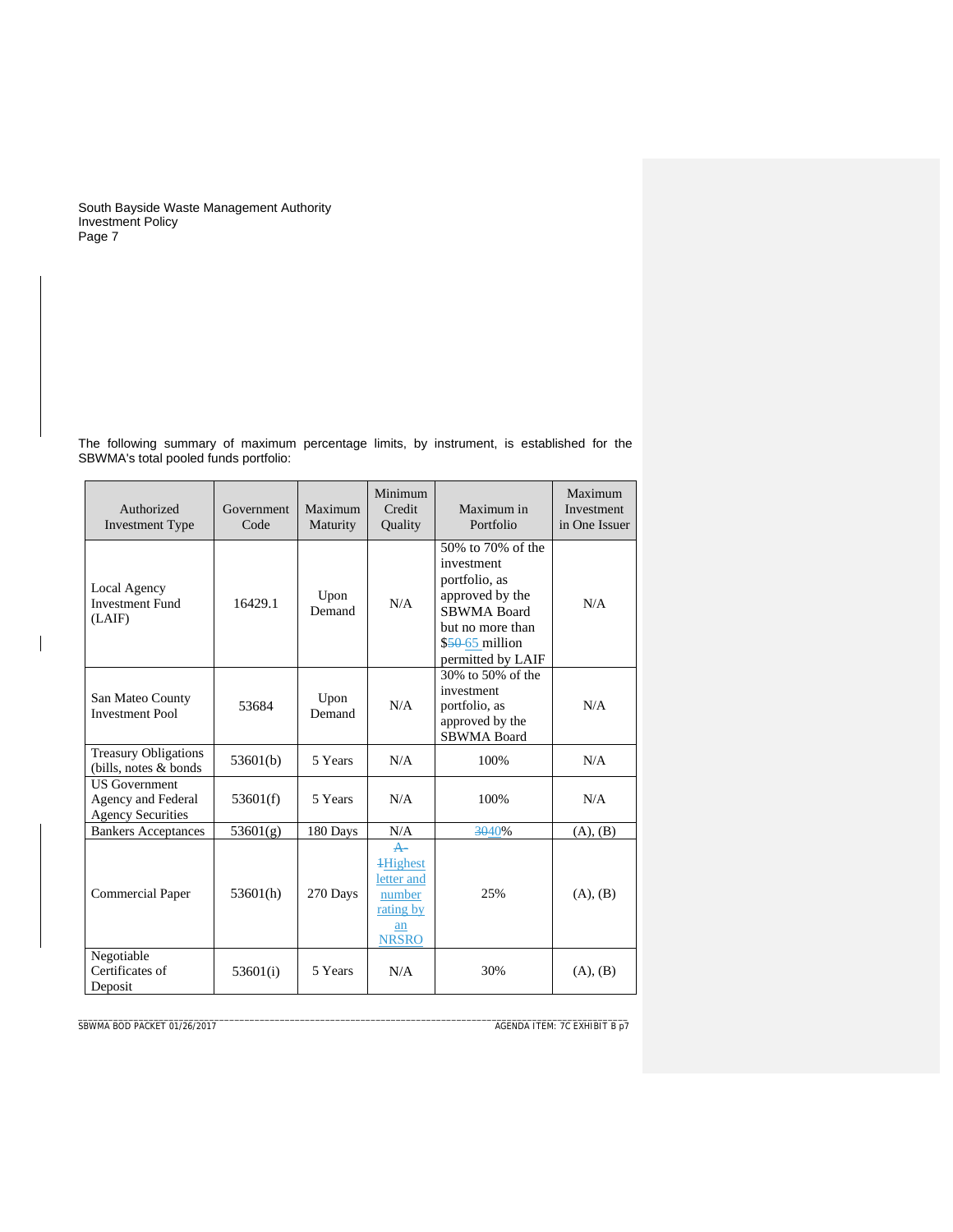The following summary of maximum percentage limits, by instrument, is established for the SBWMA's total pooled funds portfolio:

| Authorized Investment Type | Government Code | Maximum Maturity | Minimum Credit Quality | Maximum in Portfolio | Maximum Investment in One Issuer |
|---|---|---|---|---|---|
| Local Agency Investment Fund (LAIF) | 16429.1 | Upon Demand | N/A | 50% to 70% of the investment portfolio, as approved by the SBWMA Board but no more than $~~50~~ 65 million permitted by LAIF | N/A |
| San Mateo County Investment Pool | 53684 | Upon Demand | N/A | 30% to 50% of the investment portfolio, as approved by the SBWMA Board | N/A |
| Treasury Obligations (bills, notes & bonds | 53601(b) | 5 Years | N/A | 100% | N/A |
| US Government Agency and Federal Agency Securities | 53601(f) | 5 Years | N/A | 100% | N/A |
| Bankers Acceptances | 53601(g) | 180 Days | N/A | ~~30~~40% | (A), (B) |
| Commercial Paper | 53601(h) | 270 Days | ~~A-1~~Highest letter and number rating by an NRSRO | 25% | (A), (B) |
| Negotiable Certificates of Deposit | 53601(i) | 5 Years | N/A | 30% | (A), (B) |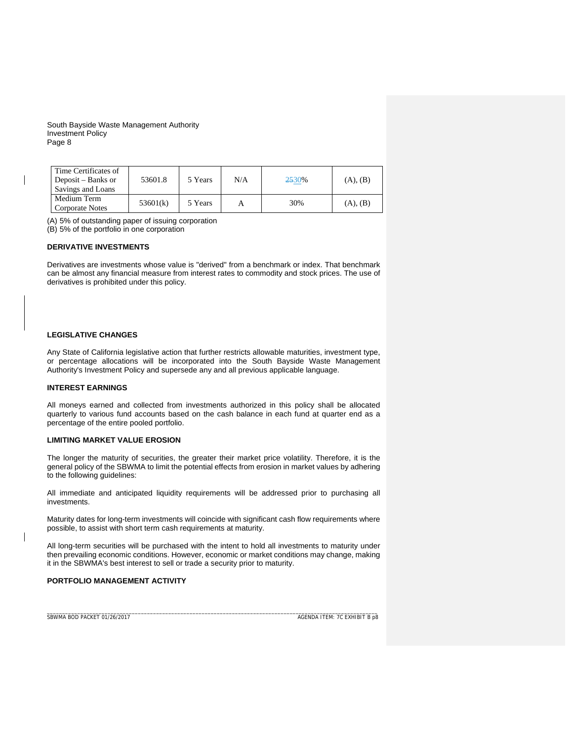| Time Certificates of Deposit – Banks or Savings and Loans | 53601.8 | 5 Years | N/A | ~~25~~30% | (A), (B) |
|---|---|---|---|---|---|
| Medium Term Corporate Notes | 53601(k) | 5 Years | A | 30% | (A), (B) |

(A) 5% of outstanding paper of issuing corporation
(B) 5% of the portfolio in one corporation

**DERIVATIVE INVESTMENTS**

Derivatives are investments whose value is "derived" from a benchmark or index. That benchmark can be almost any financial measure from interest rates to commodity and stock prices. The use of derivatives is prohibited under this policy.

**LEGISLATIVE CHANGES**

Any State of California legislative action that further restricts allowable maturities, investment type, or percentage allocations will be incorporated into the South Bayside Waste Management Authority's Investment Policy and supersede any and all previous applicable language.

**INTEREST EARNINGS**

All moneys earned and collected from investments authorized in this policy shall be allocated quarterly to various fund accounts based on the cash balance in each fund at quarter end as a percentage of the entire pooled portfolio.

**LIMITING MARKET VALUE EROSION**

The longer the maturity of securities, the greater their market price volatility. Therefore, it is the general policy of the SBWMA to limit the potential effects from erosion in market values by adhering to the following guidelines:

All immediate and anticipated liquidity requirements will be addressed prior to purchasing all investments.

Maturity dates for long-term investments will coincide with significant cash flow requirements where possible, to assist with short term cash requirements at maturity.

All long-term securities will be purchased with the intent to hold all investments to maturity under then prevailing economic conditions. However, economic or market conditions may change, making it in the SBWMA's best interest to sell or trade a security prior to maturity.

**PORTFOLIO MANAGEMENT ACTIVITY**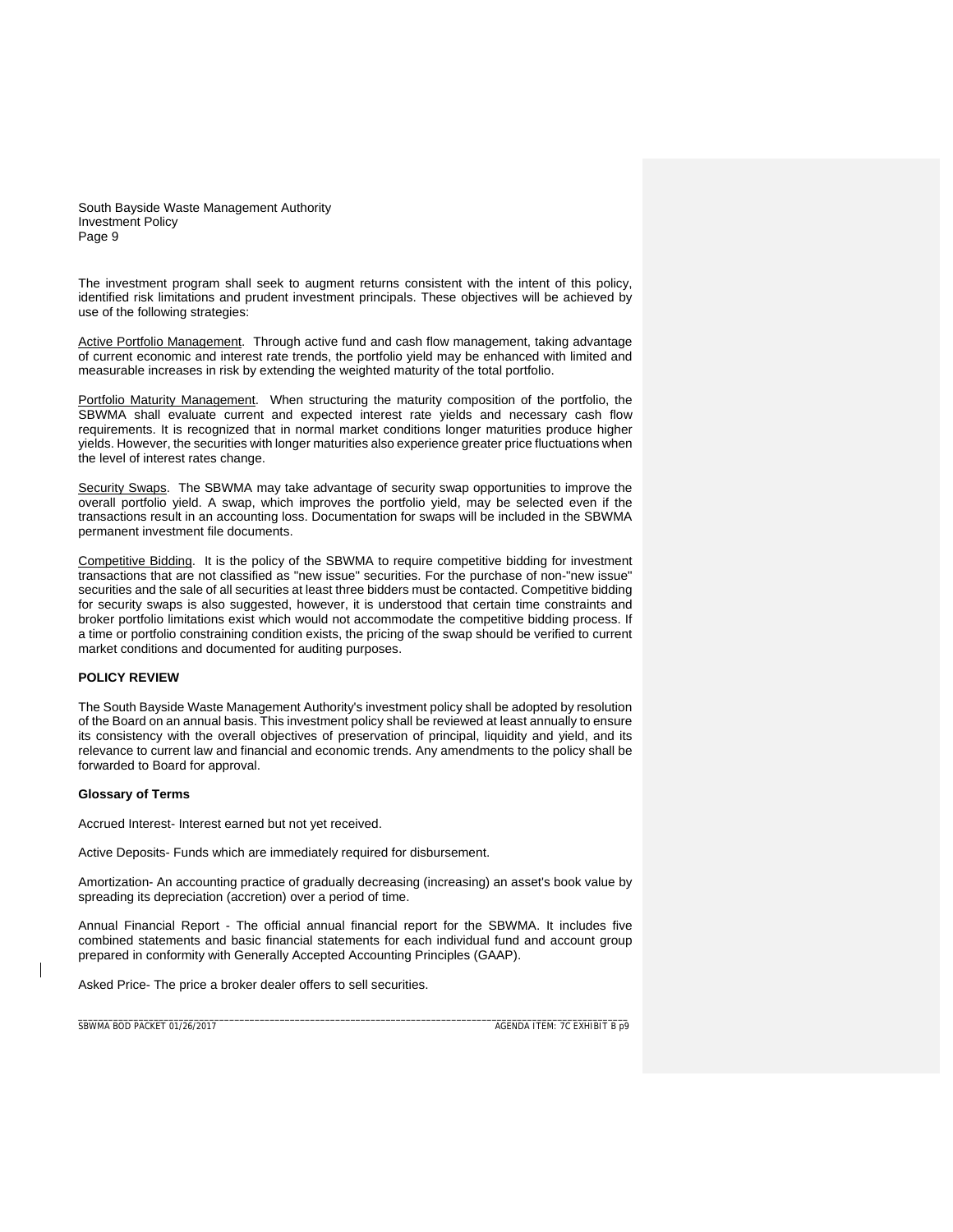The investment program shall seek to augment returns consistent with the intent of this policy, identified risk limitations and prudent investment principals. These objectives will be achieved by use of the following strategies:

Active Portfolio Management. Through active fund and cash flow management, taking advantage of current economic and interest rate trends, the portfolio yield may be enhanced with limited and measurable increases in risk by extending the weighted maturity of the total portfolio.

Portfolio Maturity Management. When structuring the maturity composition of the portfolio, the SBWMA shall evaluate current and expected interest rate yields and necessary cash flow requirements. It is recognized that in normal market conditions longer maturities produce higher yields. However, the securities with longer maturities also experience greater price fluctuations when the level of interest rates change.

Security Swaps. The SBWMA may take advantage of security swap opportunities to improve the overall portfolio yield. A swap, which improves the portfolio yield, may be selected even if the transactions result in an accounting loss. Documentation for swaps will be included in the SBWMA permanent investment file documents.

Competitive Bidding. It is the policy of the SBWMA to require competitive bidding for investment transactions that are not classified as "new issue" securities. For the purchase of non-"new issue" securities and the sale of all securities at least three bidders must be contacted. Competitive bidding for security swaps is also suggested, however, it is understood that certain time constraints and broker portfolio limitations exist which would not accommodate the competitive bidding process. If a time or portfolio constraining condition exists, the pricing of the swap should be verified to current market conditions and documented for auditing purposes.

## POLICY REVIEW

The South Bayside Waste Management Authority's investment policy shall be adopted by resolution of the Board on an annual basis. This investment policy shall be reviewed at least annually to ensure its consistency with the overall objectives of preservation of principal, liquidity and yield, and its relevance to current law and financial and economic trends. Any amendments to the policy shall be forwarded to Board for approval.

## Glossary of Terms

Accrued Interest- Interest earned but not yet received.

Active Deposits- Funds which are immediately required for disbursement.

Amortization- An accounting practice of gradually decreasing (increasing) an asset's book value by spreading its depreciation (accretion) over a period of time.

Annual Financial Report - The official annual financial report for the SBWMA. It includes five combined statements and basic financial statements for each individual fund and account group prepared in conformity with Generally Accepted Accounting Principles (GAAP).

Asked Price- The price a broker dealer offers to sell securities.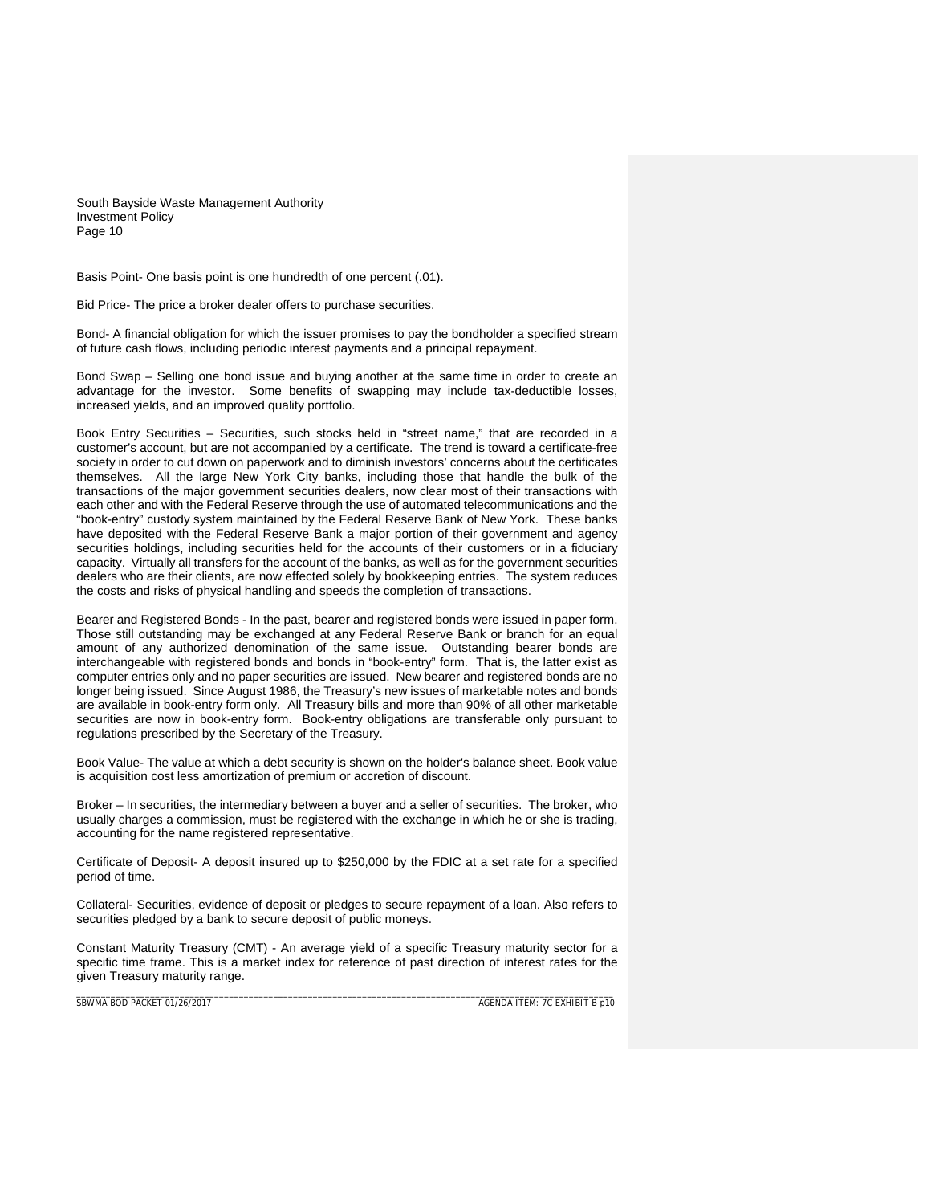Basis Point- One basis point is one hundredth of one percent (.01).

Bid Price- The price a broker dealer offers to purchase securities.

Bond- A financial obligation for which the issuer promises to pay the bondholder a specified stream of future cash flows, including periodic interest payments and a principal repayment.

Bond Swap – Selling one bond issue and buying another at the same time in order to create an advantage for the investor. Some benefits of swapping may include tax-deductible losses, increased yields, and an improved quality portfolio.

Book Entry Securities – Securities, such stocks held in "street name," that are recorded in a customer's account, but are not accompanied by a certificate. The trend is toward a certificate-free society in order to cut down on paperwork and to diminish investors' concerns about the certificates themselves. All the large New York City banks, including those that handle the bulk of the transactions of the major government securities dealers, now clear most of their transactions with each other and with the Federal Reserve through the use of automated telecommunications and the "book-entry" custody system maintained by the Federal Reserve Bank of New York. These banks have deposited with the Federal Reserve Bank a major portion of their government and agency securities holdings, including securities held for the accounts of their customers or in a fiduciary capacity. Virtually all transfers for the account of the banks, as well as for the government securities dealers who are their clients, are now effected solely by bookkeeping entries. The system reduces the costs and risks of physical handling and speeds the completion of transactions.

Bearer and Registered Bonds - In the past, bearer and registered bonds were issued in paper form. Those still outstanding may be exchanged at any Federal Reserve Bank or branch for an equal amount of any authorized denomination of the same issue. Outstanding bearer bonds are interchangeable with registered bonds and bonds in "book-entry" form. That is, the latter exist as computer entries only and no paper securities are issued. New bearer and registered bonds are no longer being issued. Since August 1986, the Treasury's new issues of marketable notes and bonds are available in book-entry form only. All Treasury bills and more than 90% of all other marketable securities are now in book-entry form. Book-entry obligations are transferable only pursuant to regulations prescribed by the Secretary of the Treasury.

Book Value- The value at which a debt security is shown on the holder's balance sheet. Book value is acquisition cost less amortization of premium or accretion of discount.

Broker – In securities, the intermediary between a buyer and a seller of securities. The broker, who usually charges a commission, must be registered with the exchange in which he or she is trading, accounting for the name registered representative.

Certificate of Deposit- A deposit insured up to $250,000 by the FDIC at a set rate for a specified period of time.

Collateral- Securities, evidence of deposit or pledges to secure repayment of a loan. Also refers to securities pledged by a bank to secure deposit of public moneys.

Constant Maturity Treasury (CMT) - An average yield of a specific Treasury maturity sector for a specific time frame. This is a market index for reference of past direction of interest rates for the given Treasury maturity range.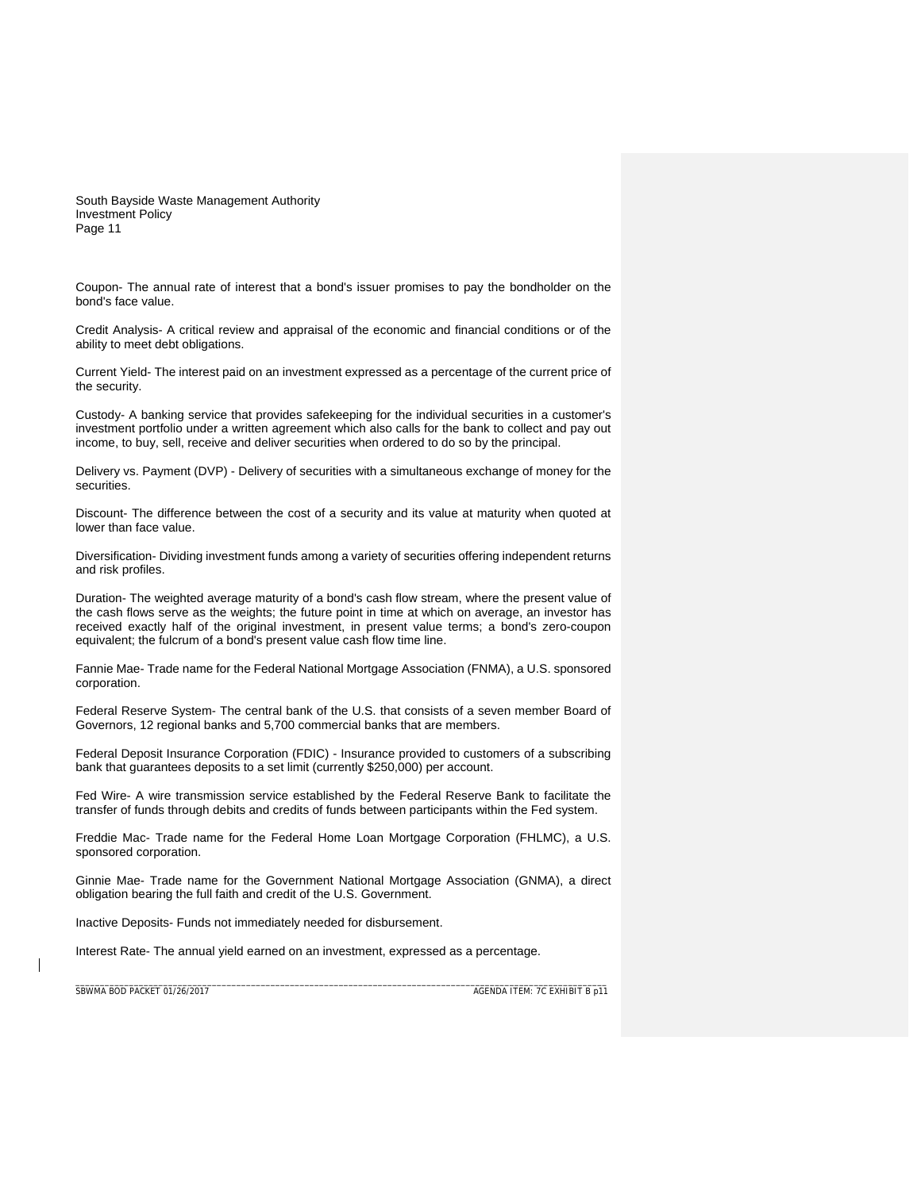Coupon- The annual rate of interest that a bond's issuer promises to pay the bondholder on the bond's face value.

Credit Analysis- A critical review and appraisal of the economic and financial conditions or of the ability to meet debt obligations.

Current Yield- The interest paid on an investment expressed as a percentage of the current price of the security.

Custody- A banking service that provides safekeeping for the individual securities in a customer's investment portfolio under a written agreement which also calls for the bank to collect and pay out income, to buy, sell, receive and deliver securities when ordered to do so by the principal.

Delivery vs. Payment (DVP) - Delivery of securities with a simultaneous exchange of money for the securities.

Discount- The difference between the cost of a security and its value at maturity when quoted at lower than face value.

Diversification- Dividing investment funds among a variety of securities offering independent returns and risk profiles.

Duration- The weighted average maturity of a bond's cash flow stream, where the present value of the cash flows serve as the weights; the future point in time at which on average, an investor has received exactly half of the original investment, in present value terms; a bond's zero-coupon equivalent; the fulcrum of a bond's present value cash flow time line.

Fannie Mae- Trade name for the Federal National Mortgage Association (FNMA), a U.S. sponsored corporation.

Federal Reserve System- The central bank of the U.S. that consists of a seven member Board of Governors, 12 regional banks and 5,700 commercial banks that are members.

Federal Deposit Insurance Corporation (FDIC) - Insurance provided to customers of a subscribing bank that guarantees deposits to a set limit (currently $250,000) per account.

Fed Wire- A wire transmission service established by the Federal Reserve Bank to facilitate the transfer of funds through debits and credits of funds between participants within the Fed system.

Freddie Mac- Trade name for the Federal Home Loan Mortgage Corporation (FHLMC), a U.S. sponsored corporation.

Ginnie Mae- Trade name for the Government National Mortgage Association (GNMA), a direct obligation bearing the full faith and credit of the U.S. Government.

Inactive Deposits- Funds not immediately needed for disbursement.

Interest Rate- The annual yield earned on an investment, expressed as a percentage.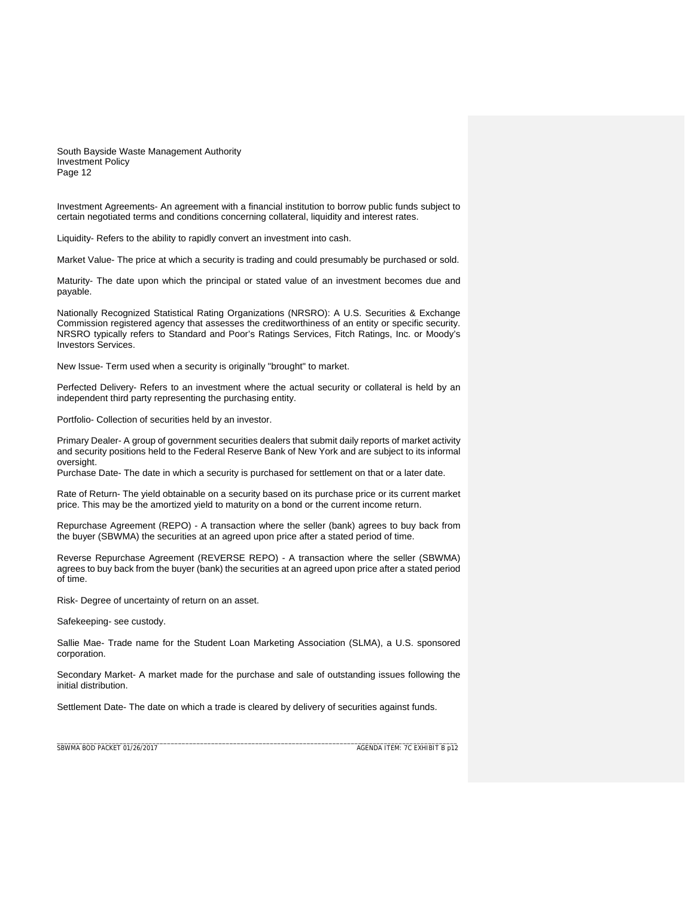Investment Agreements- An agreement with a financial institution to borrow public funds subject to certain negotiated terms and conditions concerning collateral, liquidity and interest rates.

Liquidity- Refers to the ability to rapidly convert an investment into cash.

Market Value- The price at which a security is trading and could presumably be purchased or sold.

Maturity- The date upon which the principal or stated value of an investment becomes due and payable.

Nationally Recognized Statistical Rating Organizations (NRSRO): A U.S. Securities & Exchange Commission registered agency that assesses the creditworthiness of an entity or specific security. NRSRO typically refers to Standard and Poor's Ratings Services, Fitch Ratings, Inc. or Moody's Investors Services.

New Issue- Term used when a security is originally "brought" to market.

Perfected Delivery- Refers to an investment where the actual security or collateral is held by an independent third party representing the purchasing entity.

Portfolio- Collection of securities held by an investor.

Primary Dealer- A group of government securities dealers that submit daily reports of market activity and security positions held to the Federal Reserve Bank of New York and are subject to its informal oversight.
Purchase Date- The date in which a security is purchased for settlement on that or a later date.

Rate of Return- The yield obtainable on a security based on its purchase price or its current market price. This may be the amortized yield to maturity on a bond or the current income return.

Repurchase Agreement (REPO) - A transaction where the seller (bank) agrees to buy back from the buyer (SBWMA) the securities at an agreed upon price after a stated period of time.

Reverse Repurchase Agreement (REVERSE REPO) - A transaction where the seller (SBWMA) agrees to buy back from the buyer (bank) the securities at an agreed upon price after a stated period of time.

Risk- Degree of uncertainty of return on an asset.

Safekeeping- see custody.

Sallie Mae- Trade name for the Student Loan Marketing Association (SLMA), a U.S. sponsored corporation.

Secondary Market- A market made for the purchase and sale of outstanding issues following the initial distribution.

Settlement Date- The date on which a trade is cleared by delivery of securities against funds.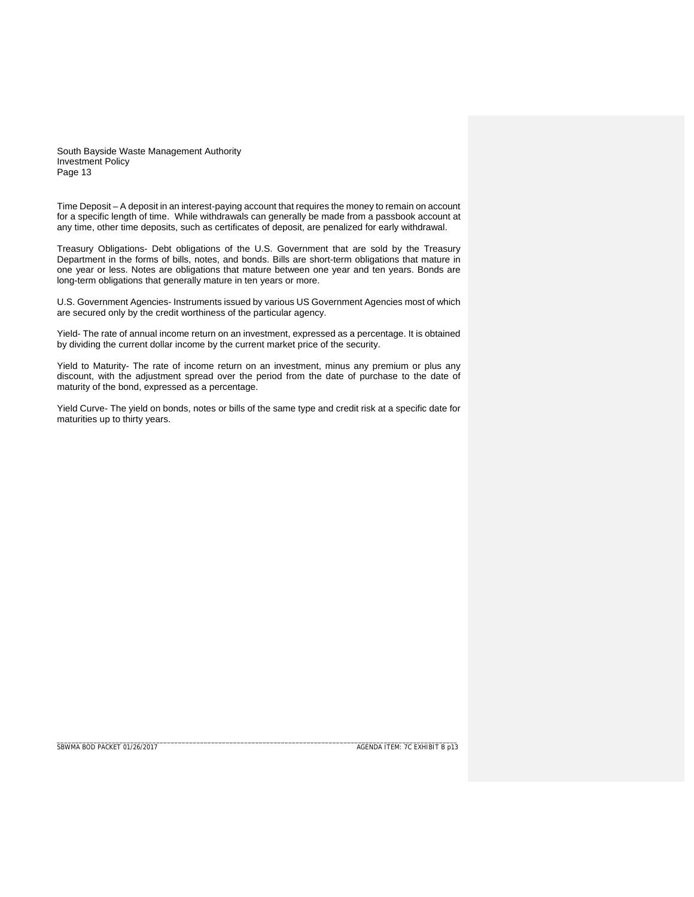Time Deposit – A deposit in an interest-paying account that requires the money to remain on account for a specific length of time. While withdrawals can generally be made from a passbook account at any time, other time deposits, such as certificates of deposit, are penalized for early withdrawal.

Treasury Obligations- Debt obligations of the U.S. Government that are sold by the Treasury Department in the forms of bills, notes, and bonds. Bills are short-term obligations that mature in one year or less. Notes are obligations that mature between one year and ten years. Bonds are long-term obligations that generally mature in ten years or more.

U.S. Government Agencies- Instruments issued by various US Government Agencies most of which are secured only by the credit worthiness of the particular agency.

Yield- The rate of annual income return on an investment, expressed as a percentage. It is obtained by dividing the current dollar income by the current market price of the security.

Yield to Maturity- The rate of income return on an investment, minus any premium or plus any discount, with the adjustment spread over the period from the date of purchase to the date of maturity of the bond, expressed as a percentage.

Yield Curve- The yield on bonds, notes or bills of the same type and credit risk at a specific date for maturities up to thirty years.